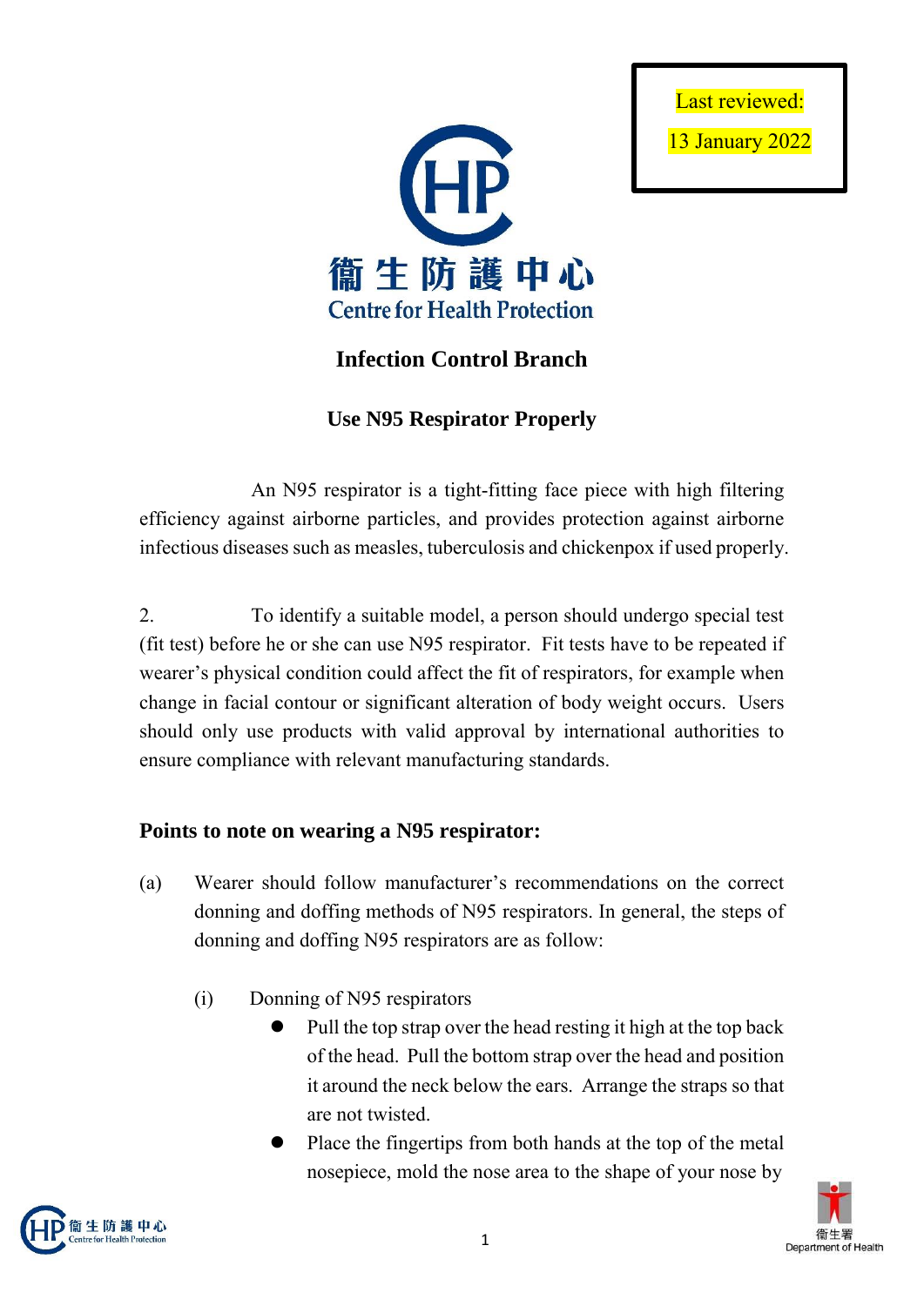Last reviewed:

13 January 2022

衞生防護中心
Centre for Health Protection

## Infection Control Branch

## Use N95 Respirator Properly

An N95 respirator is a tight-fitting face piece with high filtering efficiency against airborne particles, and provides protection against airborne infectious diseases such as measles, tuberculosis and chickenpox if used properly.

2. To identify a suitable model, a person should undergo special test (fit test) before he or she can use N95 respirator. Fit tests have to be repeated if wearer's physical condition could affect the fit of respirators, for example when change in facial contour or significant alteration of body weight occurs. Users should only use products with valid approval by international authorities to ensure compliance with relevant manufacturing standards.

### Points to note on wearing a N95 respirator:

(a) Wearer should follow manufacturer's recommendations on the correct donning and doffing methods of N95 respirators. In general, the steps of donning and doffing N95 respirators are as follow:

(i) Donning of N95 respirators

- Pull the top strap over the head resting it high at the top back of the head. Pull the bottom strap over the head and position it around the neck below the ears. Arrange the straps so that are not twisted.
- Place the fingertips from both hands at the top of the metal nosepiece, mold the nose area to the shape of your nose by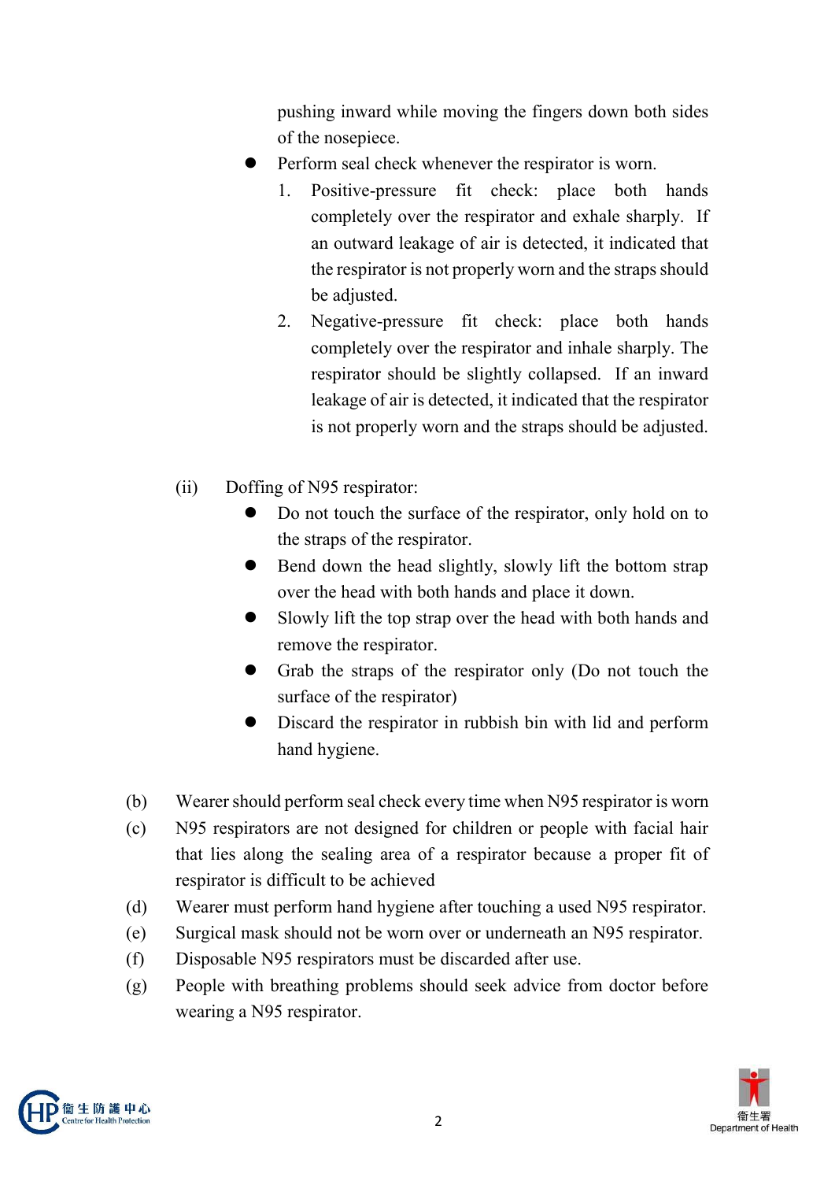pushing inward while moving the fingers down both sides of the nosepiece.

- Perform seal check whenever the respirator is worn.
    1. Positive-pressure fit check: place both hands completely over the respirator and exhale sharply. If an outward leakage of air is detected, it indicated that the respirator is not properly worn and the straps should be adjusted.
    2. Negative-pressure fit check: place both hands completely over the respirator and inhale sharply. The respirator should be slightly collapsed. If an inward leakage of air is detected, it indicated that the respirator is not properly worn and the straps should be adjusted.

(ii) Doffing of N95 respirator:

- Do not touch the surface of the respirator, only hold on to the straps of the respirator.
- Bend down the head slightly, slowly lift the bottom strap over the head with both hands and place it down.
- Slowly lift the top strap over the head with both hands and remove the respirator.
- Grab the straps of the respirator only (Do not touch the surface of the respirator)
- Discard the respirator in rubbish bin with lid and perform hand hygiene.

(b) Wearer should perform seal check every time when N95 respirator is worn

(c) N95 respirators are not designed for children or people with facial hair that lies along the sealing area of a respirator because a proper fit of respirator is difficult to be achieved

(d) Wearer must perform hand hygiene after touching a used N95 respirator.

(e) Surgical mask should not be worn over or underneath an N95 respirator.

(f) Disposable N95 respirators must be discarded after use.

(g) People with breathing problems should seek advice from doctor before wearing a N95 respirator.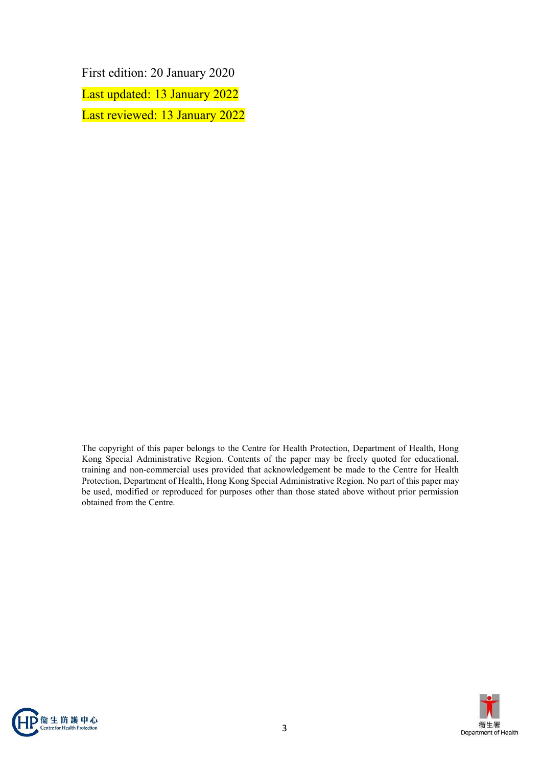First edition: 20 January 2020

Last updated: 13 January 2022

Last reviewed: 13 January 2022

The copyright of this paper belongs to the Centre for Health Protection, Department of Health, Hong Kong Special Administrative Region. Contents of the paper may be freely quoted for educational, training and non-commercial uses provided that acknowledgement be made to the Centre for Health Protection, Department of Health, Hong Kong Special Administrative Region. No part of this paper may be used, modified or reproduced for purposes other than those stated above without prior permission obtained from the Centre.